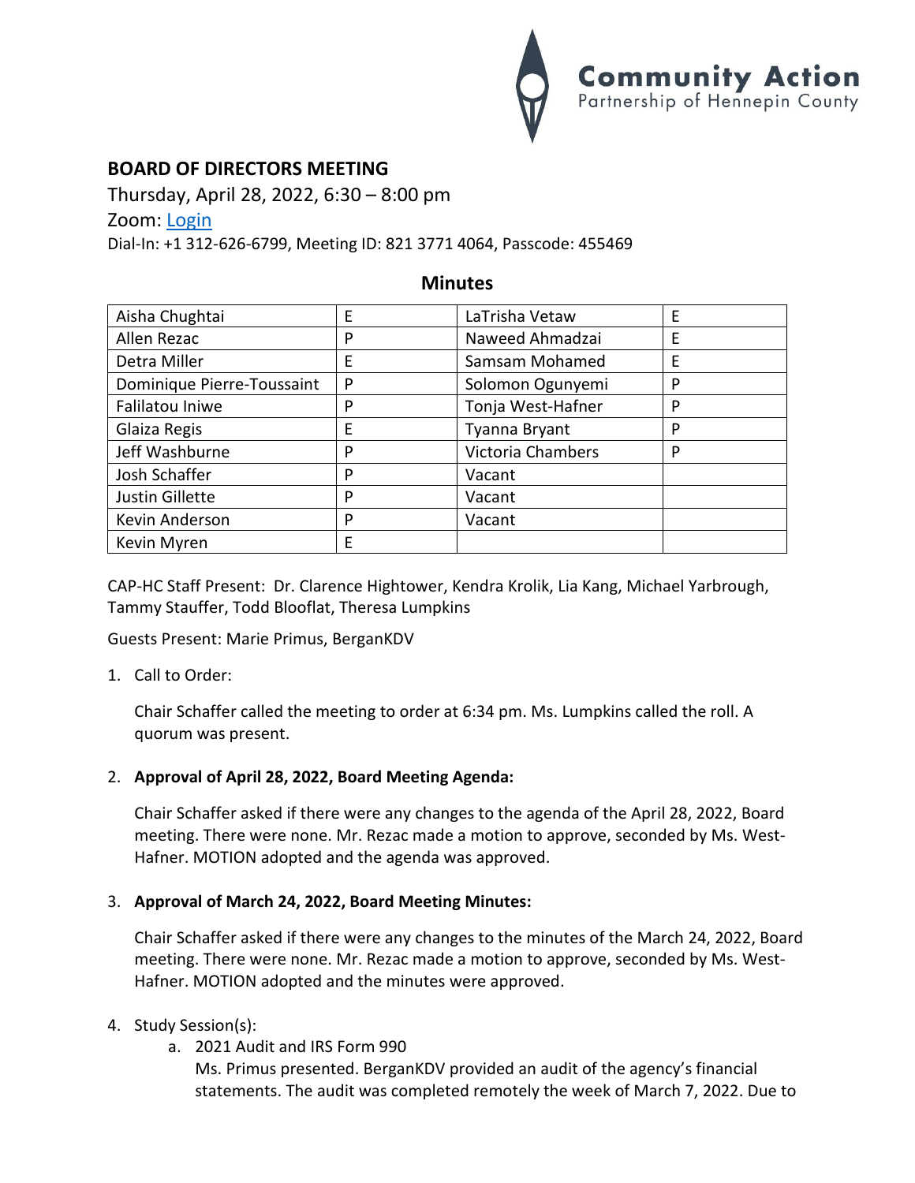Community Action
Partnership of Hennepin County

## BOARD OF DIRECTORS MEETING

Thursday, April 28, 2022, 6:30 – 8:00 pm

Zoom: Login

Dial-In: +1 312-626-6799, Meeting ID: 821 3771 4064, Passcode: 455469

### Minutes

| | | | |
|---|---|---|---|
| Aisha Chughtai | E | LaTrisha Vetaw | E |
| Allen Rezac | P | Naweed Ahmadzai | E |
| Detra Miller | E | Samsam Mohamed | E |
| Dominique Pierre-Toussaint | P | Solomon Ogunyemi | P |
| Falilatou Iniwe | P | Tonja West-Hafner | P |
| Glaiza Regis | E | Tyanna Bryant | P |
| Jeff Washburne | P | Victoria Chambers | P |
| Josh Schaffer | P | Vacant | |
| Justin Gillette | P | Vacant | |
| Kevin Anderson | P | Vacant | |
| Kevin Myren | E | | |

CAP-HC Staff Present: Dr. Clarence Hightower, Kendra Krolik, Lia Kang, Michael Yarbrough, Tammy Stauffer, Todd Blooflat, Theresa Lumpkins

Guests Present: Marie Primus, BerganKDV

1. Call to Order:

   Chair Schaffer called the meeting to order at 6:34 pm. Ms. Lumpkins called the roll. A quorum was present.

2. **Approval of April 28, 2022, Board Meeting Agenda:**

   Chair Schaffer asked if there were any changes to the agenda of the April 28, 2022, Board meeting. There were none. Mr. Rezac made a motion to approve, seconded by Ms. West-Hafner. MOTION adopted and the agenda was approved.

3. **Approval of March 24, 2022, Board Meeting Minutes:**

   Chair Schaffer asked if there were any changes to the minutes of the March 24, 2022, Board meeting. There were none. Mr. Rezac made a motion to approve, seconded by Ms. West-Hafner. MOTION adopted and the minutes were approved.

4. Study Session(s):
   a. 2021 Audit and IRS Form 990
      Ms. Primus presented. BerganKDV provided an audit of the agency's financial statements. The audit was completed remotely the week of March 7, 2022. Due to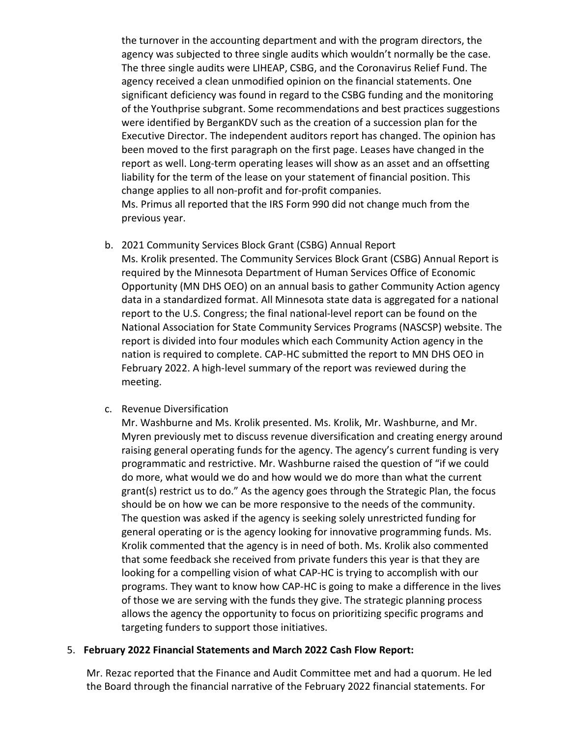the turnover in the accounting department and with the program directors, the agency was subjected to three single audits which wouldn't normally be the case. The three single audits were LIHEAP, CSBG, and the Coronavirus Relief Fund. The agency received a clean unmodified opinion on the financial statements. One significant deficiency was found in regard to the CSBG funding and the monitoring of the Youthprise subgrant. Some recommendations and best practices suggestions were identified by BerganKDV such as the creation of a succession plan for the Executive Director. The independent auditors report has changed. The opinion has been moved to the first paragraph on the first page. Leases have changed in the report as well. Long-term operating leases will show as an asset and an offsetting liability for the term of the lease on your statement of financial position. This change applies to all non-profit and for-profit companies.
Ms. Primus all reported that the IRS Form 990 did not change much from the previous year.

b. 2021 Community Services Block Grant (CSBG) Annual Report
Ms. Krolik presented. The Community Services Block Grant (CSBG) Annual Report is required by the Minnesota Department of Human Services Office of Economic Opportunity (MN DHS OEO) on an annual basis to gather Community Action agency data in a standardized format. All Minnesota state data is aggregated for a national report to the U.S. Congress; the final national-level report can be found on the National Association for State Community Services Programs (NASCSP) website. The report is divided into four modules which each Community Action agency in the nation is required to complete. CAP-HC submitted the report to MN DHS OEO in February 2022. A high-level summary of the report was reviewed during the meeting.

c. Revenue Diversification
Mr. Washburne and Ms. Krolik presented. Ms. Krolik, Mr. Washburne, and Mr. Myren previously met to discuss revenue diversification and creating energy around raising general operating funds for the agency. The agency's current funding is very programmatic and restrictive. Mr. Washburne raised the question of "if we could do more, what would we do and how would we do more than what the current grant(s) restrict us to do." As the agency goes through the Strategic Plan, the focus should be on how we can be more responsive to the needs of the community. The question was asked if the agency is seeking solely unrestricted funding for general operating or is the agency looking for innovative programming funds. Ms. Krolik commented that the agency is in need of both. Ms. Krolik also commented that some feedback she received from private funders this year is that they are looking for a compelling vision of what CAP-HC is trying to accomplish with our programs. They want to know how CAP-HC is going to make a difference in the lives of those we are serving with the funds they give. The strategic planning process allows the agency the opportunity to focus on prioritizing specific programs and targeting funders to support those initiatives.

5. **February 2022 Financial Statements and March 2022 Cash Flow Report:**

Mr. Rezac reported that the Finance and Audit Committee met and had a quorum. He led the Board through the financial narrative of the February 2022 financial statements. For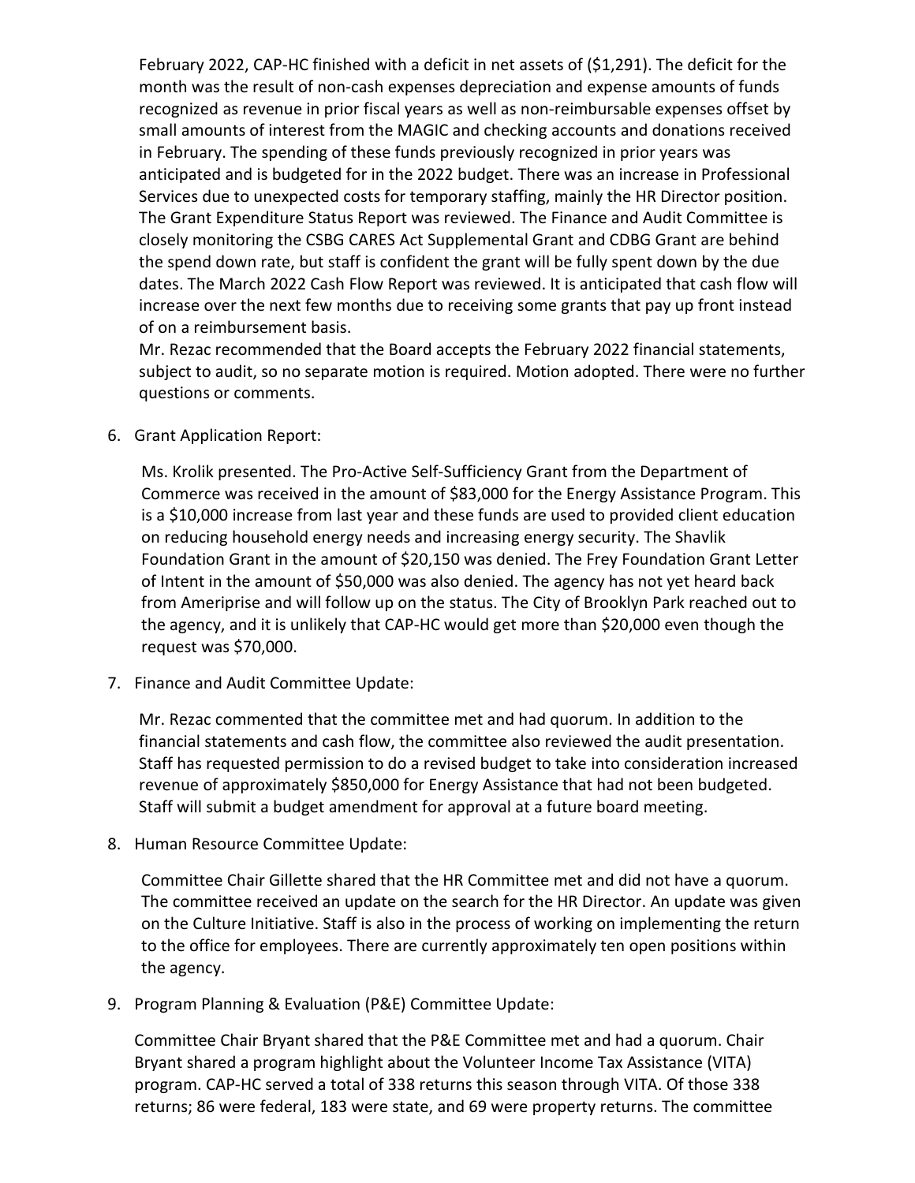February 2022, CAP-HC finished with a deficit in net assets of ($1,291). The deficit for the month was the result of non-cash expenses depreciation and expense amounts of funds recognized as revenue in prior fiscal years as well as non-reimbursable expenses offset by small amounts of interest from the MAGIC and checking accounts and donations received in February. The spending of these funds previously recognized in prior years was anticipated and is budgeted for in the 2022 budget. There was an increase in Professional Services due to unexpected costs for temporary staffing, mainly the HR Director position. The Grant Expenditure Status Report was reviewed. The Finance and Audit Committee is closely monitoring the CSBG CARES Act Supplemental Grant and CDBG Grant are behind the spend down rate, but staff is confident the grant will be fully spent down by the due dates. The March 2022 Cash Flow Report was reviewed. It is anticipated that cash flow will increase over the next few months due to receiving some grants that pay up front instead of on a reimbursement basis.

Mr. Rezac recommended that the Board accepts the February 2022 financial statements, subject to audit, so no separate motion is required. Motion adopted. There were no further questions or comments.

6. Grant Application Report:

   Ms. Krolik presented. The Pro-Active Self-Sufficiency Grant from the Department of Commerce was received in the amount of $83,000 for the Energy Assistance Program. This is a $10,000 increase from last year and these funds are used to provided client education on reducing household energy needs and increasing energy security. The Shavlik Foundation Grant in the amount of $20,150 was denied. The Frey Foundation Grant Letter of Intent in the amount of $50,000 was also denied. The agency has not yet heard back from Ameriprise and will follow up on the status. The City of Brooklyn Park reached out to the agency, and it is unlikely that CAP-HC would get more than $20,000 even though the request was $70,000.

7. Finance and Audit Committee Update:

   Mr. Rezac commented that the committee met and had quorum. In addition to the financial statements and cash flow, the committee also reviewed the audit presentation. Staff has requested permission to do a revised budget to take into consideration increased revenue of approximately $850,000 for Energy Assistance that had not been budgeted. Staff will submit a budget amendment for approval at a future board meeting.

8. Human Resource Committee Update:

   Committee Chair Gillette shared that the HR Committee met and did not have a quorum. The committee received an update on the search for the HR Director. An update was given on the Culture Initiative. Staff is also in the process of working on implementing the return to the office for employees. There are currently approximately ten open positions within the agency.

9. Program Planning & Evaluation (P&E) Committee Update:

   Committee Chair Bryant shared that the P&E Committee met and had a quorum. Chair Bryant shared a program highlight about the Volunteer Income Tax Assistance (VITA) program. CAP-HC served a total of 338 returns this season through VITA. Of those 338 returns; 86 were federal, 183 were state, and 69 were property returns. The committee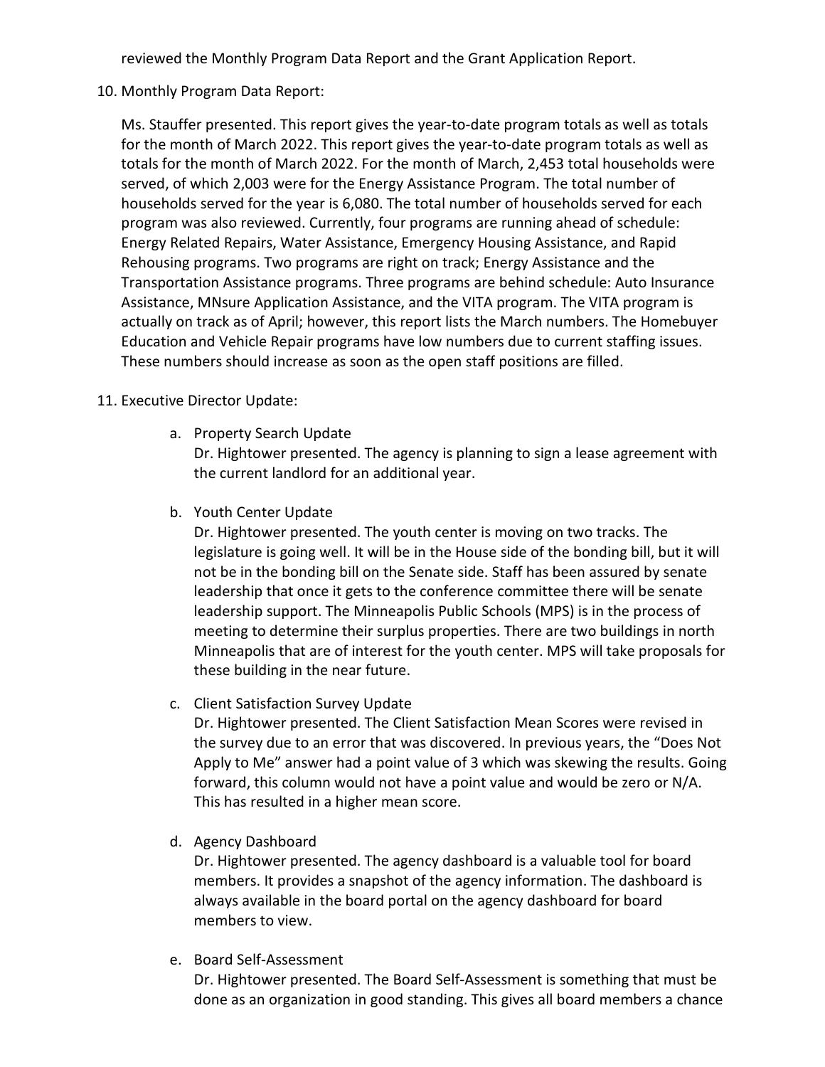reviewed the Monthly Program Data Report and the Grant Application Report.

10. Monthly Program Data Report:

    Ms. Stauffer presented. This report gives the year-to-date program totals as well as totals for the month of March 2022. This report gives the year-to-date program totals as well as totals for the month of March 2022. For the month of March, 2,453 total households were served, of which 2,003 were for the Energy Assistance Program. The total number of households served for the year is 6,080. The total number of households served for each program was also reviewed. Currently, four programs are running ahead of schedule: Energy Related Repairs, Water Assistance, Emergency Housing Assistance, and Rapid Rehousing programs. Two programs are right on track; Energy Assistance and the Transportation Assistance programs. Three programs are behind schedule: Auto Insurance Assistance, MNsure Application Assistance, and the VITA program. The VITA program is actually on track as of April; however, this report lists the March numbers. The Homebuyer Education and Vehicle Repair programs have low numbers due to current staffing issues. These numbers should increase as soon as the open staff positions are filled.

11. Executive Director Update:

    a. Property Search Update
       Dr. Hightower presented. The agency is planning to sign a lease agreement with the current landlord for an additional year.

    b. Youth Center Update
       Dr. Hightower presented. The youth center is moving on two tracks. The legislature is going well. It will be in the House side of the bonding bill, but it will not be in the bonding bill on the Senate side. Staff has been assured by senate leadership that once it gets to the conference committee there will be senate leadership support. The Minneapolis Public Schools (MPS) is in the process of meeting to determine their surplus properties. There are two buildings in north Minneapolis that are of interest for the youth center. MPS will take proposals for these building in the near future.

    c. Client Satisfaction Survey Update
       Dr. Hightower presented. The Client Satisfaction Mean Scores were revised in the survey due to an error that was discovered. In previous years, the "Does Not Apply to Me" answer had a point value of 3 which was skewing the results. Going forward, this column would not have a point value and would be zero or N/A. This has resulted in a higher mean score.

    d. Agency Dashboard
       Dr. Hightower presented. The agency dashboard is a valuable tool for board members. It provides a snapshot of the agency information. The dashboard is always available in the board portal on the agency dashboard for board members to view.

    e. Board Self-Assessment
       Dr. Hightower presented. The Board Self-Assessment is something that must be done as an organization in good standing. This gives all board members a chance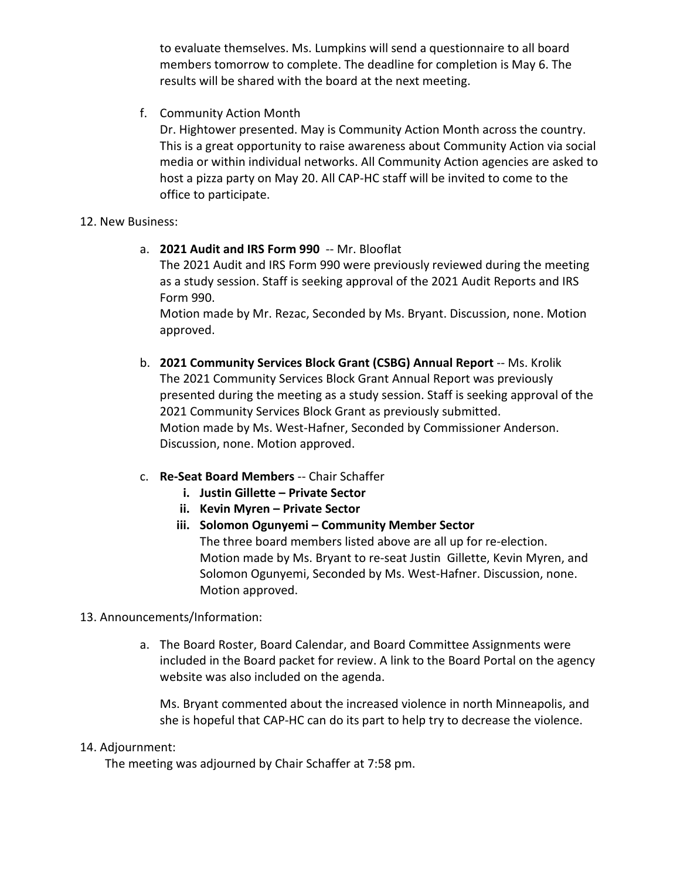to evaluate themselves. Ms. Lumpkins will send a questionnaire to all board members tomorrow to complete. The deadline for completion is May 6. The results will be shared with the board at the next meeting.

f. Community Action Month
Dr. Hightower presented. May is Community Action Month across the country. This is a great opportunity to raise awareness about Community Action via social media or within individual networks. All Community Action agencies are asked to host a pizza party on May 20. All CAP-HC staff will be invited to come to the office to participate.

12. New Business:

a. **2021 Audit and IRS Form 990** -- Mr. Blooflat
The 2021 Audit and IRS Form 990 were previously reviewed during the meeting as a study session. Staff is seeking approval of the 2021 Audit Reports and IRS Form 990.
Motion made by Mr. Rezac, Seconded by Ms. Bryant. Discussion, none. Motion approved.

b. **2021 Community Services Block Grant (CSBG) Annual Report** -- Ms. Krolik
The 2021 Community Services Block Grant Annual Report was previously presented during the meeting as a study session. Staff is seeking approval of the 2021 Community Services Block Grant as previously submitted.
Motion made by Ms. West-Hafner, Seconded by Commissioner Anderson. Discussion, none. Motion approved.

c. **Re-Seat Board Members** -- Chair Schaffer
   i. **Justin Gillette – Private Sector**
   ii. **Kevin Myren – Private Sector**
   iii. **Solomon Ogunyemi – Community Member Sector**
   The three board members listed above are all up for re-election. Motion made by Ms. Bryant to re-seat Justin Gillette, Kevin Myren, and Solomon Ogunyemi, Seconded by Ms. West-Hafner. Discussion, none. Motion approved.

13. Announcements/Information:

a. The Board Roster, Board Calendar, and Board Committee Assignments were included in the Board packet for review. A link to the Board Portal on the agency website was also included on the agenda.

Ms. Bryant commented about the increased violence in north Minneapolis, and she is hopeful that CAP-HC can do its part to help try to decrease the violence.

14. Adjournment:
The meeting was adjourned by Chair Schaffer at 7:58 pm.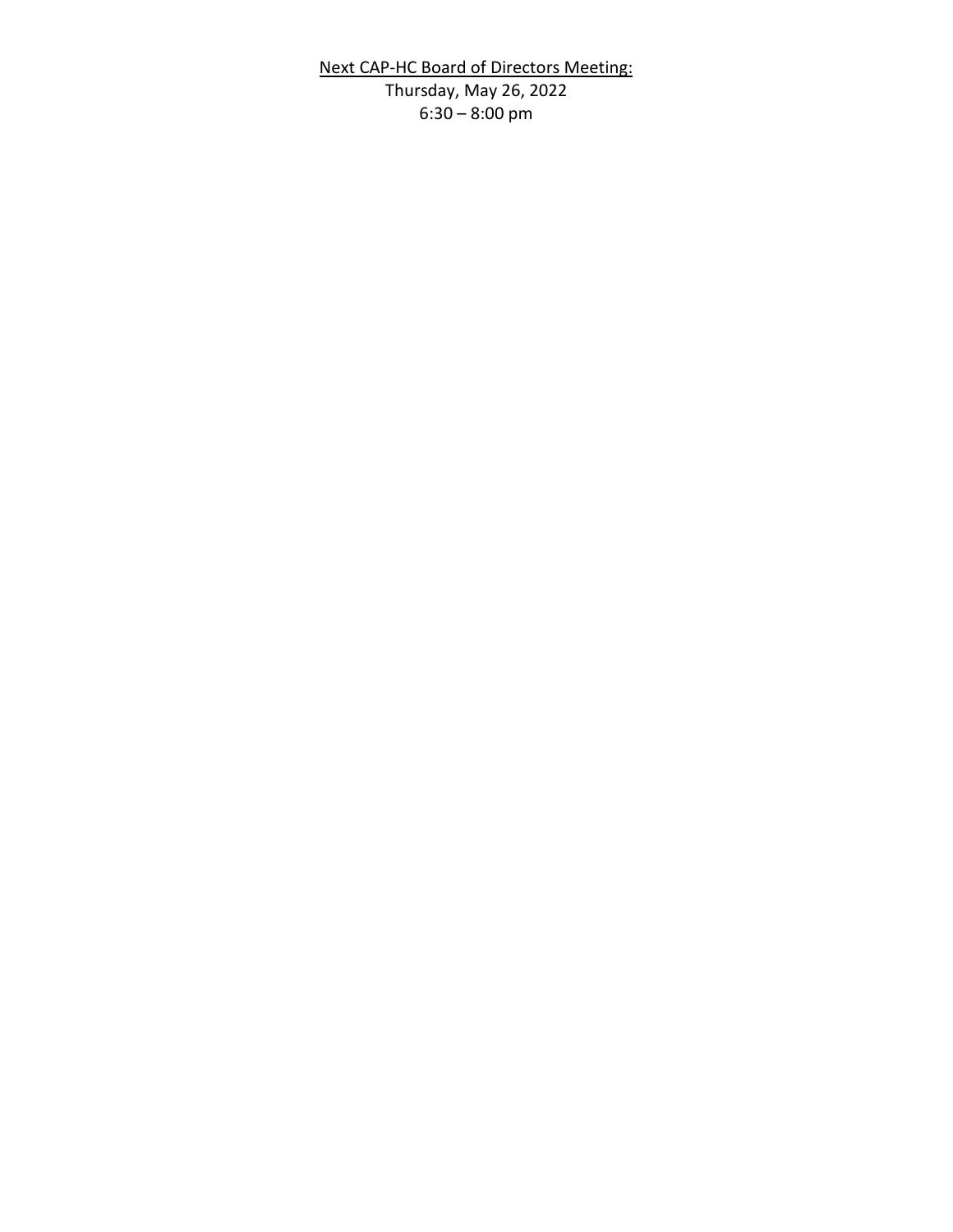Next CAP-HC Board of Directors Meeting:

Thursday, May 26, 2022

6:30 – 8:00 pm